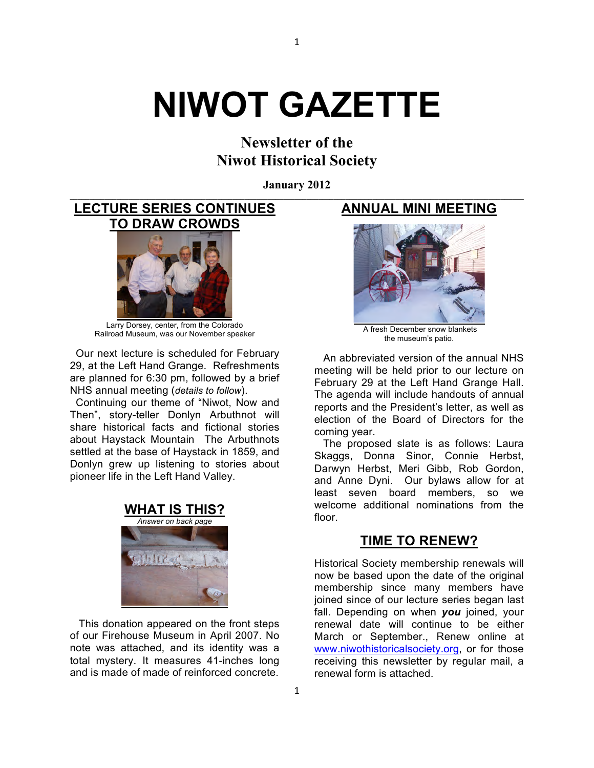# NIWOT GAZETTE

## Newsletter of the Niwot Historical Society

**January 2012**

## LECTURE SERIES CONTINUES TO DRAW CROWDS

Larry Dorsey, center, from the Colorado Railroad Museum, was our November speaker

Our next lecture is scheduled for February 29, at the Left Hand Grange. Refreshments are planned for 6:30 pm, followed by a brief NHS annual meeting (*details to follow*).

Continuing our theme of "Niwot, Now and Then", story-teller Donlyn Arbuthnot will share historical facts and fictional stories about Haystack Mountain The Arbuthnots settled at the base of Haystack in 1859, and Donlyn grew up listening to stories about pioneer life in the Left Hand Valley.

## WHAT IS THIS?

*Answer on back page*

This donation appeared on the front steps of our Firehouse Museum in April 2007. No note was attached, and its identity was a total mystery. It measures 41-inches long and is made of made of reinforced concrete.

## ANNUAL MINI MEETING

A fresh December snow blankets the museum's patio.

An abbreviated version of the annual NHS meeting will be held prior to our lecture on February 29 at the Left Hand Grange Hall. The agenda will include handouts of annual reports and the President's letter, as well as election of the Board of Directors for the coming year.

The proposed slate is as follows: Laura Skaggs, Donna Sinor, Connie Herbst, Darwyn Herbst, Meri Gibb, Rob Gordon, and Anne Dyni. Our bylaws allow for at least seven board members, so we welcome additional nominations from the floor.

## TIME TO RENEW?

Historical Society membership renewals will now be based upon the date of the original membership since many members have joined since of our lecture series began last fall. Depending on when ***you*** joined, your renewal date will continue to be either March or September., Renew online at www.niwothistoricalsociety.org, or for those receiving this newsletter by regular mail, a renewal form is attached.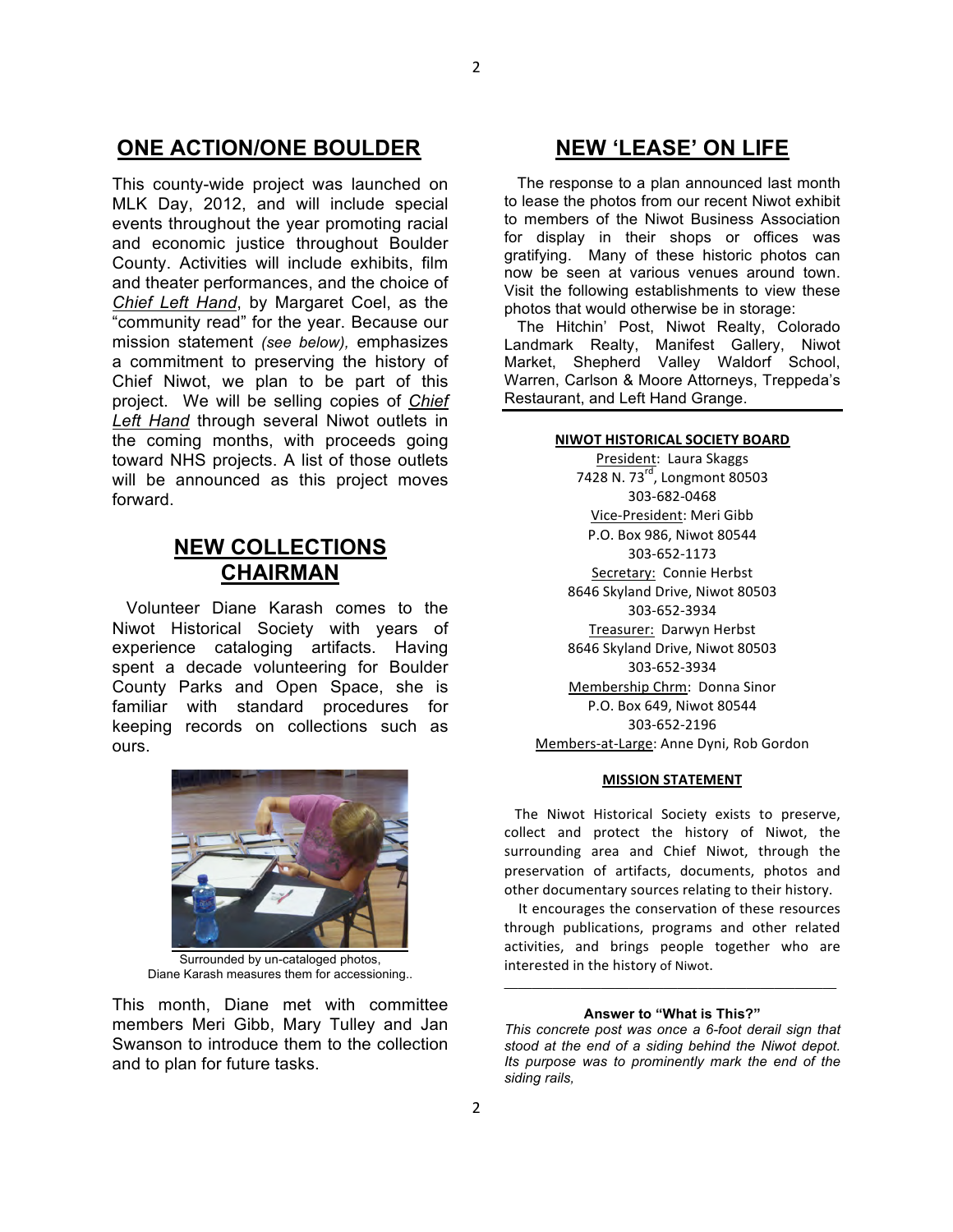## ONE ACTION/ONE BOULDER

This county-wide project was launched on MLK Day, 2012, and will include special events throughout the year promoting racial and economic justice throughout Boulder County. Activities will include exhibits, film and theater performances, and the choice of ***Chief Left Hand***, by Margaret Coel, as the "community read" for the year. Because our mission statement *(see below),* emphasizes a commitment to preserving the history of Chief Niwot, we plan to be part of this project. We will be selling copies of ***Chief Left Hand*** through several Niwot outlets in the coming months, with proceeds going toward NHS projects. A list of those outlets will be announced as this project moves forward.

## NEW COLLECTIONS CHAIRMAN

Volunteer Diane Karash comes to the Niwot Historical Society with years of experience cataloging artifacts. Having spent a decade volunteering for Boulder County Parks and Open Space, she is familiar with standard procedures for keeping records on collections such as ours.

Surrounded by un-cataloged photos, Diane Karash measures them for accessioning..

This month, Diane met with committee members Meri Gibb, Mary Tulley and Jan Swanson to introduce them to the collection and to plan for future tasks.

## NEW 'LEASE' ON LIFE

The response to a plan announced last month to lease the photos from our recent Niwot exhibit to members of the Niwot Business Association for display in their shops or offices was gratifying. Many of these historic photos can now be seen at various venues around town. Visit the following establishments to view these photos that would otherwise be in storage:

The Hitchin' Post, Niwot Realty, Colorado Landmark Realty, Manifest Gallery, Niwot Market, Shepherd Valley Waldorf School, Warren, Carlson & Moore Attorneys, Treppeda's Restaurant, and Left Hand Grange.

### NIWOT HISTORICAL SOCIETY BOARD

President: Laura Skaggs
7428 N. 73rd, Longmont 80503
303-682-0468

Vice-President: Meri Gibb
P.O. Box 986, Niwot 80544
303-652-1173

Secretary: Connie Herbst
8646 Skyland Drive, Niwot 80503
303-652-3934

Treasurer: Darwyn Herbst
8646 Skyland Drive, Niwot 80503
303-652-3934

Membership Chrm: Donna Sinor
P.O. Box 649, Niwot 80544
303-652-2196

Members-at-Large: Anne Dyni, Rob Gordon

### MISSION STATEMENT

The Niwot Historical Society exists to preserve, collect and protect the history of Niwot, the surrounding area and Chief Niwot, through the preservation of artifacts, documents, photos and other documentary sources relating to their history.

It encourages the conservation of these resources through publications, programs and other related activities, and brings people together who are interested in the history of Niwot.

**Answer to "What is This?"**

*This concrete post was once a 6-foot derail sign that stood at the end of a siding behind the Niwot depot. Its purpose was to prominently mark the end of the siding rails,*